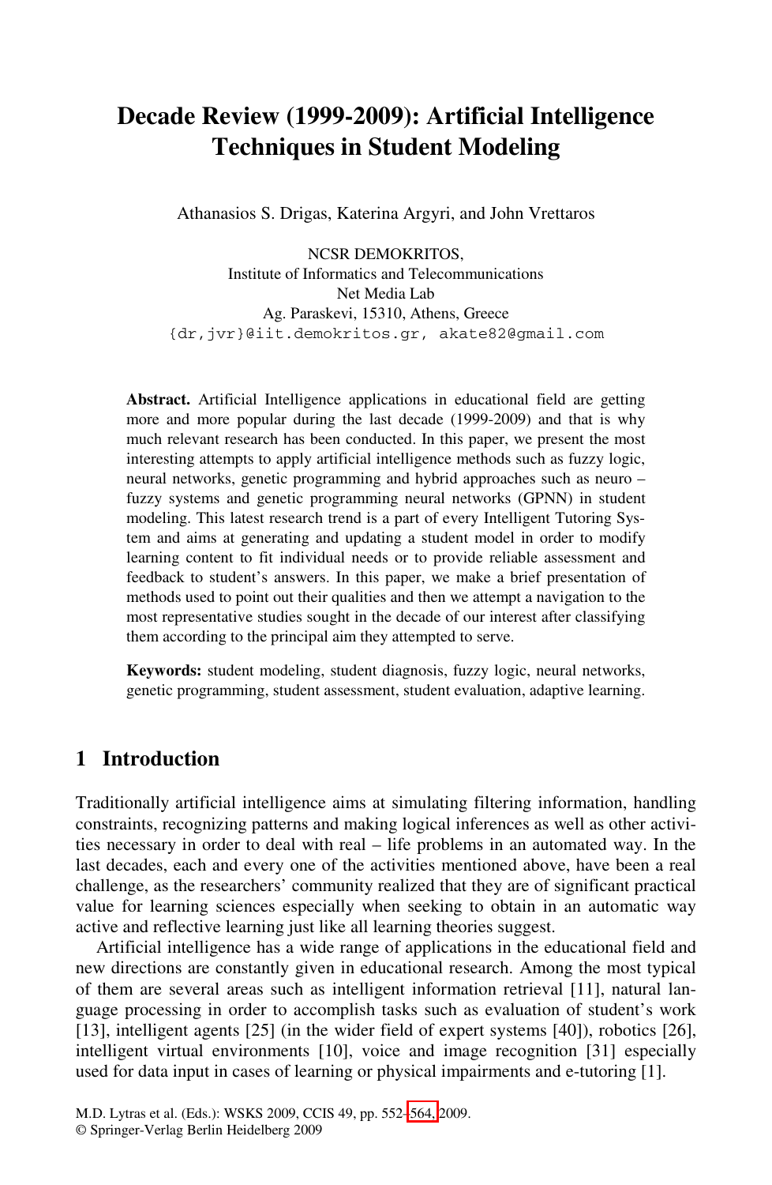# Decade Review (1999-2009): Artificial Intelligence Techniques in Student Modeling

Athanasios S. Drigas, Katerina Argyri, and John Vrettaros

NCSR DEMOKRITOS,
Institute of Informatics and Telecommunications
Net Media Lab
Ag. Paraskevi, 15310, Athens, Greece
{dr,jvr}@iit.demokritos.gr, akate82@gmail.com

**Abstract.** Artificial Intelligence applications in educational field are getting more and more popular during the last decade (1999-2009) and that is why much relevant research has been conducted. In this paper, we present the most interesting attempts to apply artificial intelligence methods such as fuzzy logic, neural networks, genetic programming and hybrid approaches such as neuro – fuzzy systems and genetic programming neural networks (GPNN) in student modeling. This latest research trend is a part of every Intelligent Tutoring System and aims at generating and updating a student model in order to modify learning content to fit individual needs or to provide reliable assessment and feedback to student's answers. In this paper, we make a brief presentation of methods used to point out their qualities and then we attempt a navigation to the most representative studies sought in the decade of our interest after classifying them according to the principal aim they attempted to serve.

**Keywords:** student modeling, student diagnosis, fuzzy logic, neural networks, genetic programming, student assessment, student evaluation, adaptive learning.

## 1 Introduction

Traditionally artificial intelligence aims at simulating filtering information, handling constraints, recognizing patterns and making logical inferences as well as other activities necessary in order to deal with real – life problems in an automated way. In the last decades, each and every one of the activities mentioned above, have been a real challenge, as the researchers' community realized that they are of significant practical value for learning sciences especially when seeking to obtain in an automatic way active and reflective learning just like all learning theories suggest.

Artificial intelligence has a wide range of applications in the educational field and new directions are constantly given in educational research. Among the most typical of them are several areas such as intelligent information retrieval [11], natural language processing in order to accomplish tasks such as evaluation of student's work [13], intelligent agents [25] (in the wider field of expert systems [40]), robotics [26], intelligent virtual environments [10], voice and image recognition [31] especially used for data input in cases of learning or physical impairments and e-tutoring [1].

M.D. Lytras et al. (Eds.): WSKS 2009, CCIS 49, pp. 552–564, 2009.
© Springer-Verlag Berlin Heidelberg 2009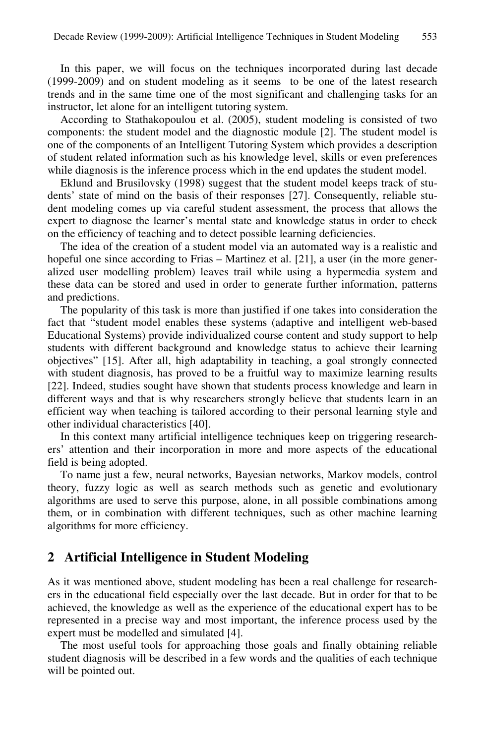In this paper, we will focus on the techniques incorporated during last decade (1999-2009) and on student modeling as it seems to be one of the latest research trends and in the same time one of the most significant and challenging tasks for an instructor, let alone for an intelligent tutoring system.

According to Stathakopoulou et al. (2005), student modeling is consisted of two components: the student model and the diagnostic module [2]. The student model is one of the components of an Intelligent Tutoring System which provides a description of student related information such as his knowledge level, skills or even preferences while diagnosis is the inference process which in the end updates the student model.

Eklund and Brusilovsky (1998) suggest that the student model keeps track of students' state of mind on the basis of their responses [27]. Consequently, reliable student modeling comes up via careful student assessment, the process that allows the expert to diagnose the learner's mental state and knowledge status in order to check on the efficiency of teaching and to detect possible learning deficiencies.

The idea of the creation of a student model via an automated way is a realistic and hopeful one since according to Frias – Martinez et al. [21], a user (in the more generalized user modelling problem) leaves trail while using a hypermedia system and these data can be stored and used in order to generate further information, patterns and predictions.

The popularity of this task is more than justified if one takes into consideration the fact that "student model enables these systems (adaptive and intelligent web-based Educational Systems) provide individualized course content and study support to help students with different background and knowledge status to achieve their learning objectives" [15]. After all, high adaptability in teaching, a goal strongly connected with student diagnosis, has proved to be a fruitful way to maximize learning results [22]. Indeed, studies sought have shown that students process knowledge and learn in different ways and that is why researchers strongly believe that students learn in an efficient way when teaching is tailored according to their personal learning style and other individual characteristics [40].

In this context many artificial intelligence techniques keep on triggering researchers' attention and their incorporation in more and more aspects of the educational field is being adopted.

To name just a few, neural networks, Bayesian networks, Markov models, control theory, fuzzy logic as well as search methods such as genetic and evolutionary algorithms are used to serve this purpose, alone, in all possible combinations among them, or in combination with different techniques, such as other machine learning algorithms for more efficiency.

## 2 Artificial Intelligence in Student Modeling

As it was mentioned above, student modeling has been a real challenge for researchers in the educational field especially over the last decade. But in order for that to be achieved, the knowledge as well as the experience of the educational expert has to be represented in a precise way and most important, the inference process used by the expert must be modelled and simulated [4].

The most useful tools for approaching those goals and finally obtaining reliable student diagnosis will be described in a few words and the qualities of each technique will be pointed out.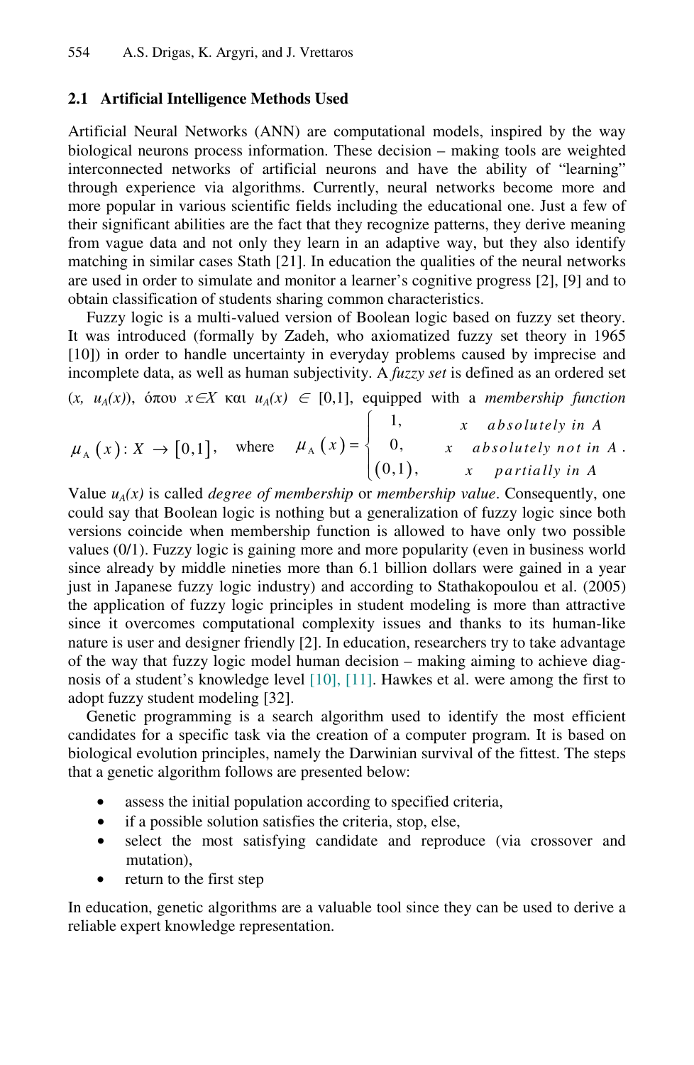### 2.1 Artificial Intelligence Methods Used

Artificial Neural Networks (ANN) are computational models, inspired by the way biological neurons process information. These decision – making tools are weighted interconnected networks of artificial neurons and have the ability of "learning" through experience via algorithms. Currently, neural networks become more and more popular in various scientific fields including the educational one. Just a few of their significant abilities are the fact that they recognize patterns, they derive meaning from vague data and not only they learn in an adaptive way, but they also identify matching in similar cases Stath [21]. In education the qualities of the neural networks are used in order to simulate and monitor a learner's cognitive progress [2], [9] and to obtain classification of students sharing common characteristics.

Fuzzy logic is a multi-valued version of Boolean logic based on fuzzy set theory. It was introduced (formally by Zadeh, who axiomatized fuzzy set theory in 1965 [10]) in order to handle uncertainty in everyday problems caused by imprecise and incomplete data, as well as human subjectivity. A *fuzzy set* is defined as an ordered set $(x,\ u_A(x))$, όπου $x \in X$ και $u_A(x) \in [0,1]$, equipped with a *membership function* $\mu_A(x): X \rightarrow [0,1]$, where $\mu_A(x) = \begin{cases} 1, & x \text{ absolutely in } A \\ 0, & x \text{ absolutely not in } A \\ (0,1), & x \text{ partially in } A \end{cases}$.

Value $u_A(x)$ is called *degree of membership* or *membership value*. Consequently, one could say that Boolean logic is nothing but a generalization of fuzzy logic since both versions coincide when membership function is allowed to have only two possible values (0/1). Fuzzy logic is gaining more and more popularity (even in business world since already by middle nineties more than 6.1 billion dollars were gained in a year just in Japanese fuzzy logic industry) and according to Stathakopoulou et al. (2005) the application of fuzzy logic principles in student modeling is more than attractive since it overcomes computational complexity issues and thanks to its human-like nature is user and designer friendly [2]. In education, researchers try to take advantage of the way that fuzzy logic model human decision – making aiming to achieve diagnosis of a student's knowledge level [10], [11]. Hawkes et al. were among the first to adopt fuzzy student modeling [32].

Genetic programming is a search algorithm used to identify the most efficient candidates for a specific task via the creation of a computer program. It is based on biological evolution principles, namely the Darwinian survival of the fittest. The steps that a genetic algorithm follows are presented below:

- assess the initial population according to specified criteria,
- if a possible solution satisfies the criteria, stop, else,
- select the most satisfying candidate and reproduce (via crossover and mutation),
- return to the first step

In education, genetic algorithms are a valuable tool since they can be used to derive a reliable expert knowledge representation.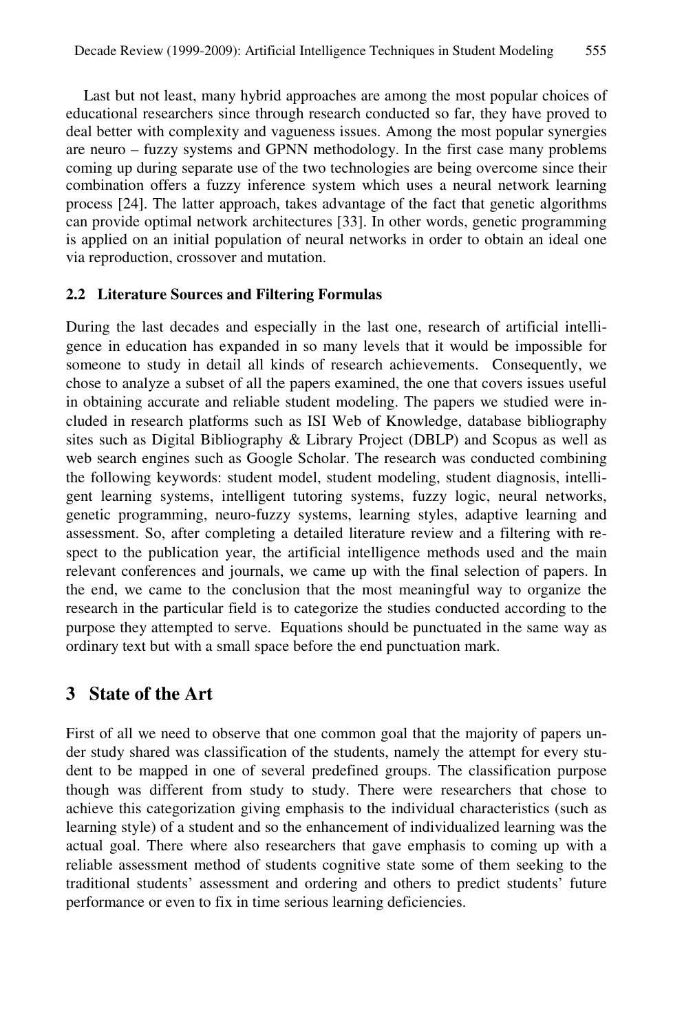Last but not least, many hybrid approaches are among the most popular choices of educational researchers since through research conducted so far, they have proved to deal better with complexity and vagueness issues. Among the most popular synergies are neuro – fuzzy systems and GPNN methodology. In the first case many problems coming up during separate use of the two technologies are being overcome since their combination offers a fuzzy inference system which uses a neural network learning process [24]. The latter approach, takes advantage of the fact that genetic algorithms can provide optimal network architectures [33]. In other words, genetic programming is applied on an initial population of neural networks in order to obtain an ideal one via reproduction, crossover and mutation.

### 2.2 Literature Sources and Filtering Formulas

During the last decades and especially in the last one, research of artificial intelligence in education has expanded in so many levels that it would be impossible for someone to study in detail all kinds of research achievements. Consequently, we chose to analyze a subset of all the papers examined, the one that covers issues useful in obtaining accurate and reliable student modeling. The papers we studied were included in research platforms such as ISI Web of Knowledge, database bibliography sites such as Digital Bibliography & Library Project (DBLP) and Scopus as well as web search engines such as Google Scholar. The research was conducted combining the following keywords: student model, student modeling, student diagnosis, intelligent learning systems, intelligent tutoring systems, fuzzy logic, neural networks, genetic programming, neuro-fuzzy systems, learning styles, adaptive learning and assessment. So, after completing a detailed literature review and a filtering with respect to the publication year, the artificial intelligence methods used and the main relevant conferences and journals, we came up with the final selection of papers. In the end, we came to the conclusion that the most meaningful way to organize the research in the particular field is to categorize the studies conducted according to the purpose they attempted to serve. Equations should be punctuated in the same way as ordinary text but with a small space before the end punctuation mark.

## 3 State of the Art

First of all we need to observe that one common goal that the majority of papers under study shared was classification of the students, namely the attempt for every student to be mapped in one of several predefined groups. The classification purpose though was different from study to study. There were researchers that chose to achieve this categorization giving emphasis to the individual characteristics (such as learning style) of a student and so the enhancement of individualized learning was the actual goal. There where also researchers that gave emphasis to coming up with a reliable assessment method of students cognitive state some of them seeking to the traditional students' assessment and ordering and others to predict students' future performance or even to fix in time serious learning deficiencies.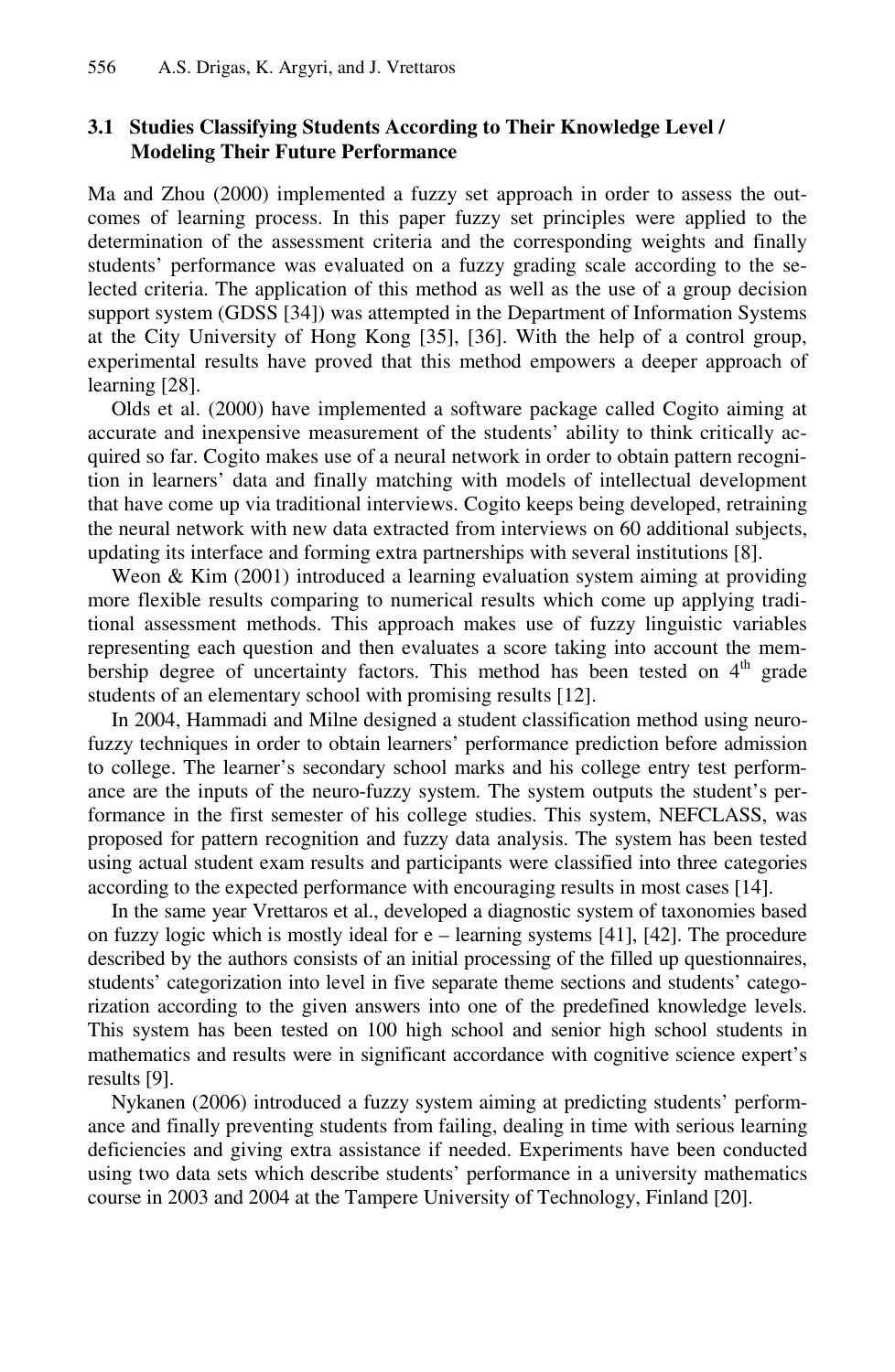### 3.1 Studies Classifying Students According to Their Knowledge Level / Modeling Their Future Performance

Ma and Zhou (2000) implemented a fuzzy set approach in order to assess the outcomes of learning process. In this paper fuzzy set principles were applied to the determination of the assessment criteria and the corresponding weights and finally students' performance was evaluated on a fuzzy grading scale according to the selected criteria. The application of this method as well as the use of a group decision support system (GDSS [34]) was attempted in the Department of Information Systems at the City University of Hong Kong [35], [36]. With the help of a control group, experimental results have proved that this method empowers a deeper approach of learning [28].

Olds et al. (2000) have implemented a software package called Cogito aiming at accurate and inexpensive measurement of the students' ability to think critically acquired so far. Cogito makes use of a neural network in order to obtain pattern recognition in learners' data and finally matching with models of intellectual development that have come up via traditional interviews. Cogito keeps being developed, retraining the neural network with new data extracted from interviews on 60 additional subjects, updating its interface and forming extra partnerships with several institutions [8].

Weon & Kim (2001) introduced a learning evaluation system aiming at providing more flexible results comparing to numerical results which come up applying traditional assessment methods. This approach makes use of fuzzy linguistic variables representing each question and then evaluates a score taking into account the membership degree of uncertainty factors. This method has been tested on 4th grade students of an elementary school with promising results [12].

In 2004, Hammadi and Milne designed a student classification method using neuro-fuzzy techniques in order to obtain learners' performance prediction before admission to college. The learner's secondary school marks and his college entry test performance are the inputs of the neuro-fuzzy system. The system outputs the student's performance in the first semester of his college studies. This system, NEFCLASS, was proposed for pattern recognition and fuzzy data analysis. The system has been tested using actual student exam results and participants were classified into three categories according to the expected performance with encouraging results in most cases [14].

In the same year Vrettaros et al., developed a diagnostic system of taxonomies based on fuzzy logic which is mostly ideal for e – learning systems [41], [42]. The procedure described by the authors consists of an initial processing of the filled up questionnaires, students' categorization into level in five separate theme sections and students' categorization according to the given answers into one of the predefined knowledge levels. This system has been tested on 100 high school and senior high school students in mathematics and results were in significant accordance with cognitive science expert's results [9].

Nykanen (2006) introduced a fuzzy system aiming at predicting students' performance and finally preventing students from failing, dealing in time with serious learning deficiencies and giving extra assistance if needed. Experiments have been conducted using two data sets which describe students' performance in a university mathematics course in 2003 and 2004 at the Tampere University of Technology, Finland [20].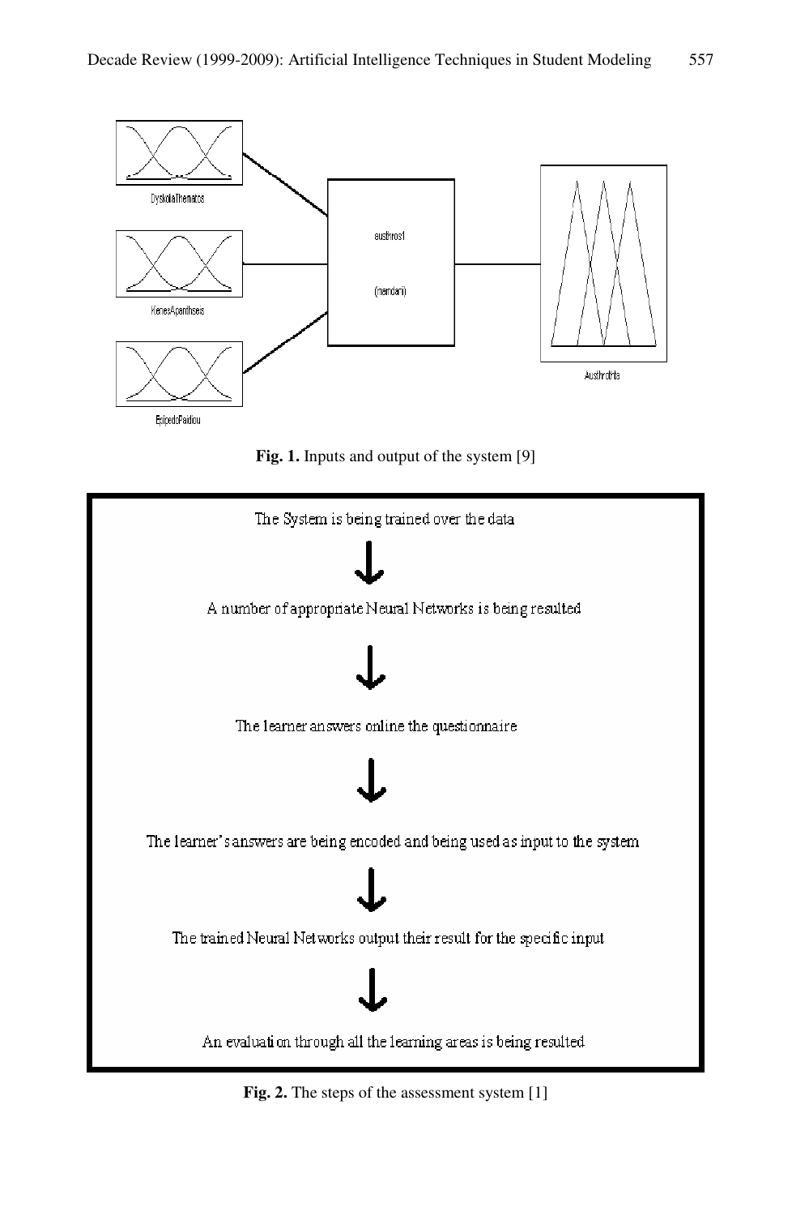Fig. 1. Inputs and output of the system [9]

The System is being trained over the data

↓

A number of appropriate Neural Networks is being resulted

↓

The learner answers online the questionnaire

↓

The learner's answers are being encoded and being used as input to the system

↓

The trained Neural Networks output their result for the specific input

↓

An evaluation through all the learning areas is being resulted

Fig. 2. The steps of the assessment system [1]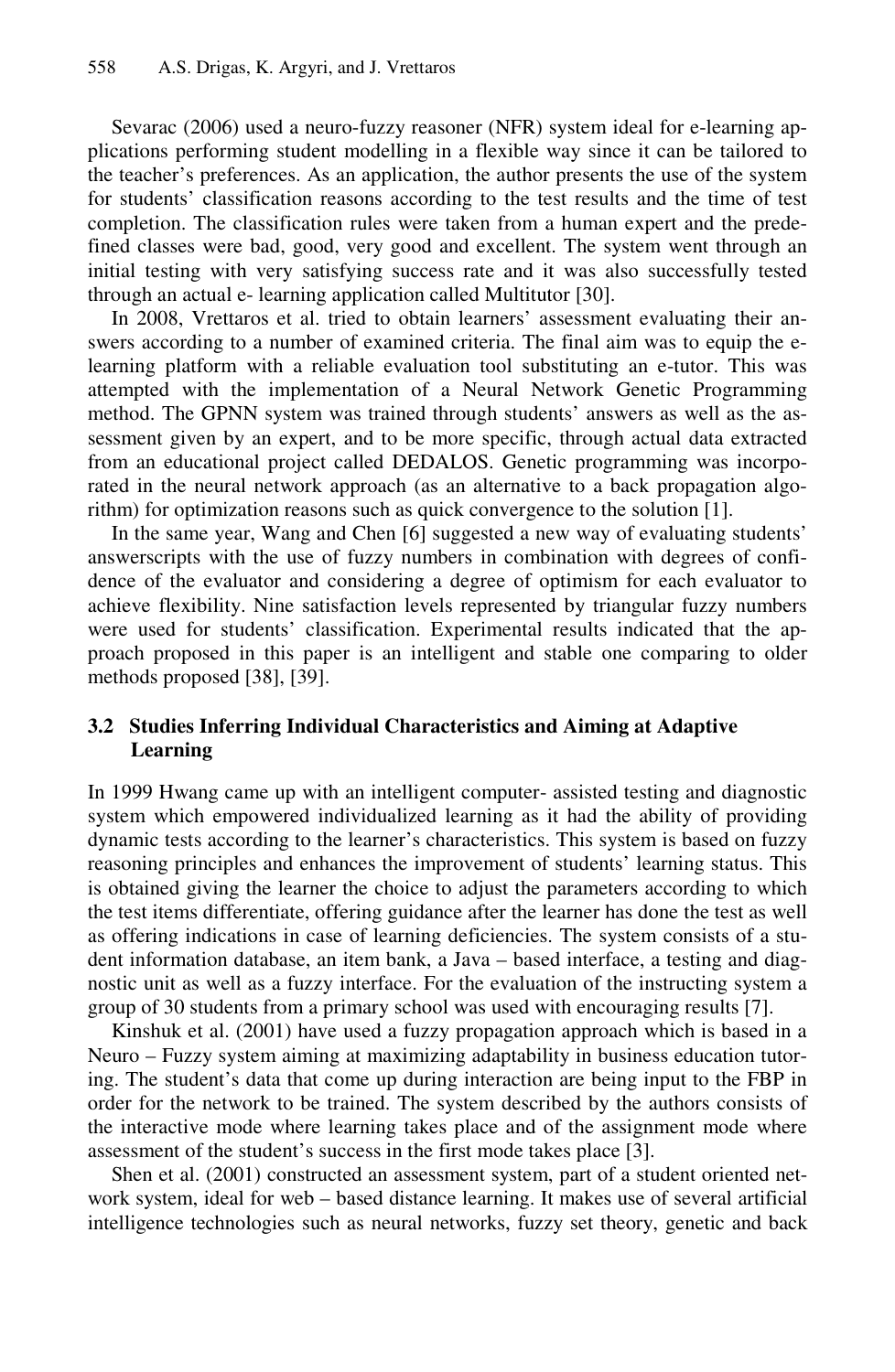Sevarac (2006) used a neuro-fuzzy reasoner (NFR) system ideal for e-learning applications performing student modelling in a flexible way since it can be tailored to the teacher's preferences. As an application, the author presents the use of the system for students' classification reasons according to the test results and the time of test completion. The classification rules were taken from a human expert and the predefined classes were bad, good, very good and excellent. The system went through an initial testing with very satisfying success rate and it was also successfully tested through an actual e- learning application called Multitutor [30].

In 2008, Vrettaros et al. tried to obtain learners' assessment evaluating their answers according to a number of examined criteria. The final aim was to equip the e-learning platform with a reliable evaluation tool substituting an e-tutor. This was attempted with the implementation of a Neural Network Genetic Programming method. The GPNN system was trained through students' answers as well as the assessment given by an expert, and to be more specific, through actual data extracted from an educational project called DEDALOS. Genetic programming was incorporated in the neural network approach (as an alternative to a back propagation algorithm) for optimization reasons such as quick convergence to the solution [1].

In the same year, Wang and Chen [6] suggested a new way of evaluating students' answerscripts with the use of fuzzy numbers in combination with degrees of confidence of the evaluator and considering a degree of optimism for each evaluator to achieve flexibility. Nine satisfaction levels represented by triangular fuzzy numbers were used for students' classification. Experimental results indicated that the approach proposed in this paper is an intelligent and stable one comparing to older methods proposed [38], [39].

### 3.2 Studies Inferring Individual Characteristics and Aiming at Adaptive Learning

In 1999 Hwang came up with an intelligent computer- assisted testing and diagnostic system which empowered individualized learning as it had the ability of providing dynamic tests according to the learner's characteristics. This system is based on fuzzy reasoning principles and enhances the improvement of students' learning status. This is obtained giving the learner the choice to adjust the parameters according to which the test items differentiate, offering guidance after the learner has done the test as well as offering indications in case of learning deficiencies. The system consists of a student information database, an item bank, a Java – based interface, a testing and diagnostic unit as well as a fuzzy interface. For the evaluation of the instructing system a group of 30 students from a primary school was used with encouraging results [7].

Kinshuk et al. (2001) have used a fuzzy propagation approach which is based in a Neuro – Fuzzy system aiming at maximizing adaptability in business education tutoring. The student's data that come up during interaction are being input to the FBP in order for the network to be trained. The system described by the authors consists of the interactive mode where learning takes place and of the assignment mode where assessment of the student's success in the first mode takes place [3].

Shen et al. (2001) constructed an assessment system, part of a student oriented network system, ideal for web – based distance learning. It makes use of several artificial intelligence technologies such as neural networks, fuzzy set theory, genetic and back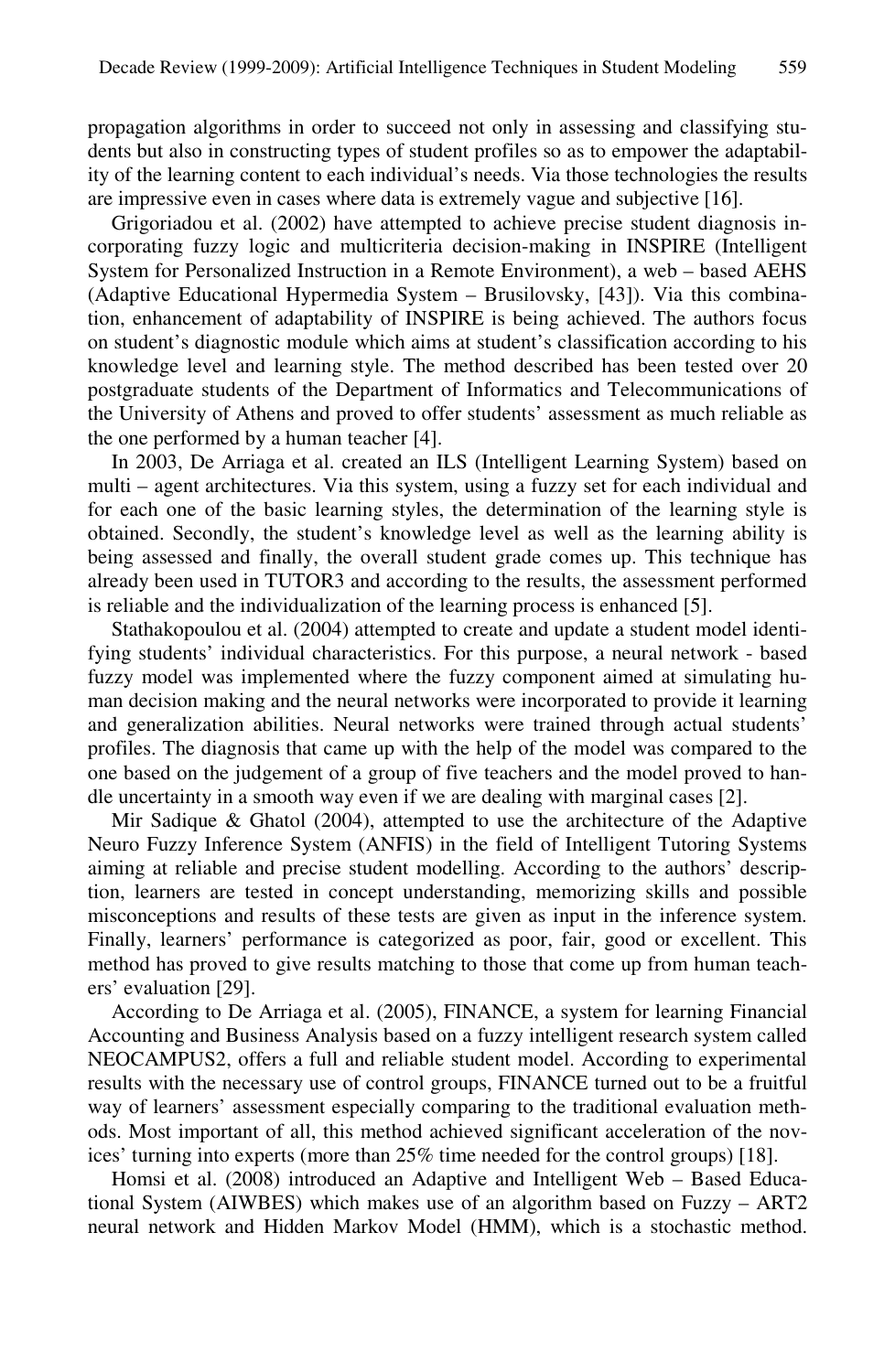propagation algorithms in order to succeed not only in assessing and classifying students but also in constructing types of student profiles so as to empower the adaptability of the learning content to each individual's needs. Via those technologies the results are impressive even in cases where data is extremely vague and subjective [16].

Grigoriadou et al. (2002) have attempted to achieve precise student diagnosis incorporating fuzzy logic and multicriteria decision-making in INSPIRE (Intelligent System for Personalized Instruction in a Remote Environment), a web – based AEHS (Adaptive Educational Hypermedia System – Brusilovsky, [43]). Via this combination, enhancement of adaptability of INSPIRE is being achieved. The authors focus on student's diagnostic module which aims at student's classification according to his knowledge level and learning style. The method described has been tested over 20 postgraduate students of the Department of Informatics and Telecommunications of the University of Athens and proved to offer students' assessment as much reliable as the one performed by a human teacher [4].

In 2003, De Arriaga et al. created an ILS (Intelligent Learning System) based on multi – agent architectures. Via this system, using a fuzzy set for each individual and for each one of the basic learning styles, the determination of the learning style is obtained. Secondly, the student's knowledge level as well as the learning ability is being assessed and finally, the overall student grade comes up. This technique has already been used in TUTOR3 and according to the results, the assessment performed is reliable and the individualization of the learning process is enhanced [5].

Stathakopoulou et al. (2004) attempted to create and update a student model identifying students' individual characteristics. For this purpose, a neural network - based fuzzy model was implemented where the fuzzy component aimed at simulating human decision making and the neural networks were incorporated to provide it learning and generalization abilities. Neural networks were trained through actual students' profiles. The diagnosis that came up with the help of the model was compared to the one based on the judgement of a group of five teachers and the model proved to handle uncertainty in a smooth way even if we are dealing with marginal cases [2].

Mir Sadique & Ghatol (2004), attempted to use the architecture of the Adaptive Neuro Fuzzy Inference System (ANFIS) in the field of Intelligent Tutoring Systems aiming at reliable and precise student modelling. According to the authors' description, learners are tested in concept understanding, memorizing skills and possible misconceptions and results of these tests are given as input in the inference system. Finally, learners' performance is categorized as poor, fair, good or excellent. This method has proved to give results matching to those that come up from human teachers' evaluation [29].

According to De Arriaga et al. (2005), FINANCE, a system for learning Financial Accounting and Business Analysis based on a fuzzy intelligent research system called NEOCAMPUS2, offers a full and reliable student model. According to experimental results with the necessary use of control groups, FINANCE turned out to be a fruitful way of learners' assessment especially comparing to the traditional evaluation methods. Most important of all, this method achieved significant acceleration of the novices' turning into experts (more than 25% time needed for the control groups) [18].

Homsi et al. (2008) introduced an Adaptive and Intelligent Web – Based Educational System (AIWBES) which makes use of an algorithm based on Fuzzy – ART2 neural network and Hidden Markov Model (HMM), which is a stochastic method.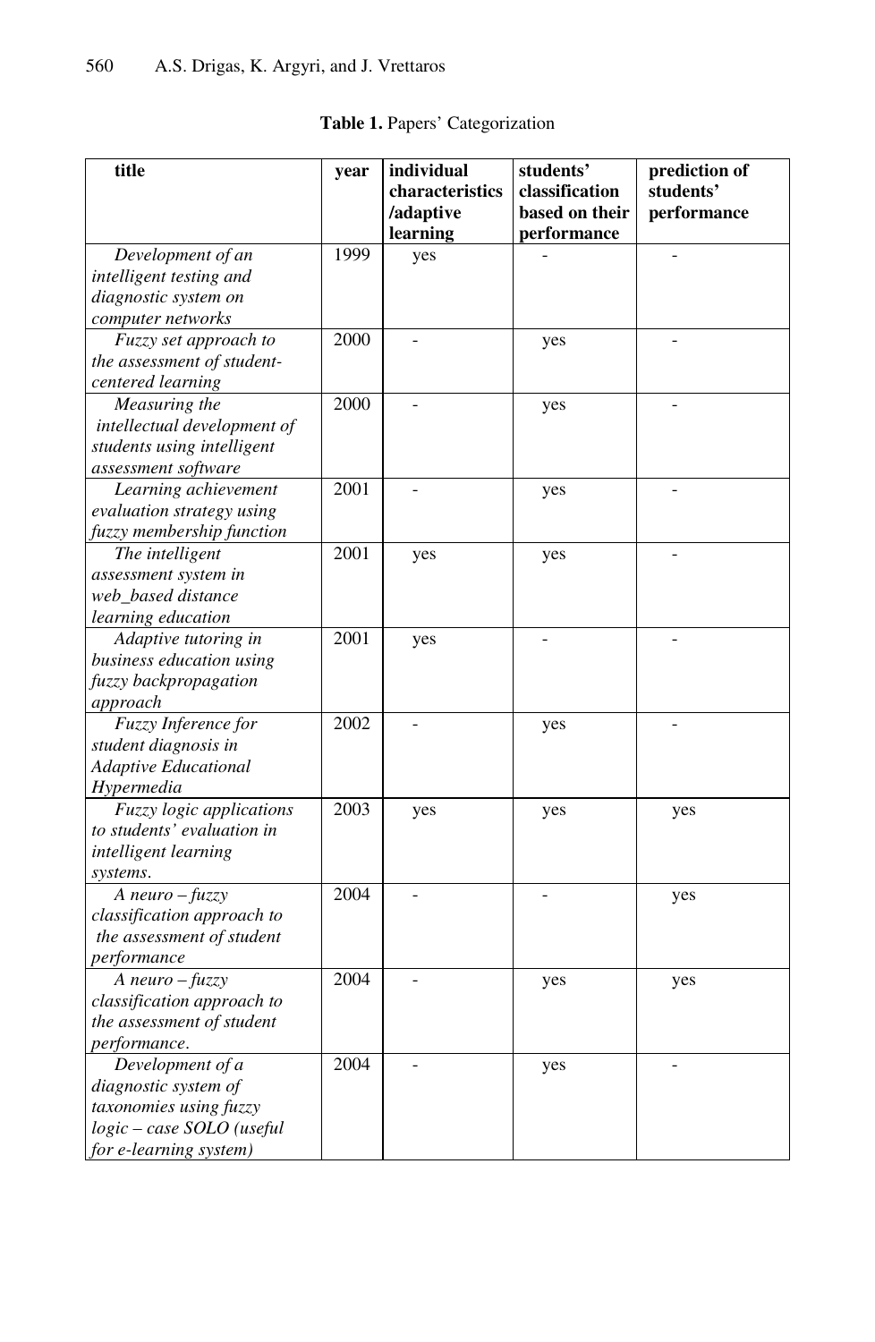**Table 1.** Papers' Categorization

| title | year | individual characteristics /adaptive learning | students' classification based on their performance | prediction of students' performance |
|---|---|---|---|---|
| *Development of an intelligent testing and diagnostic system on computer networks* | 1999 | yes | - | - |
| *Fuzzy set approach to the assessment of student-centered learning* | 2000 | - | yes | - |
| *Measuring the intellectual development of students using intelligent assessment software* | 2000 | - | yes | - |
| *Learning achievement evaluation strategy using fuzzy membership function* | 2001 | - | yes | - |
| *The intelligent assessment system in web_based distance learning education* | 2001 | yes | yes | - |
| *Adaptive tutoring in business education using fuzzy backpropagation approach* | 2001 | yes | - | - |
| *Fuzzy Inference for student diagnosis in Adaptive Educational Hypermedia* | 2002 | - | yes | - |
| *Fuzzy logic applications to students' evaluation in intelligent learning systems.* | 2003 | yes | yes | yes |
| *A neuro – fuzzy classification approach to the assessment of student performance* | 2004 | - | - | yes |
| *A neuro – fuzzy classification approach to the assessment of student performance.* | 2004 | - | yes | yes |
| *Development of a diagnostic system of taxonomies using fuzzy logic – case SOLO (useful for e-learning system)* | 2004 | - | yes | - |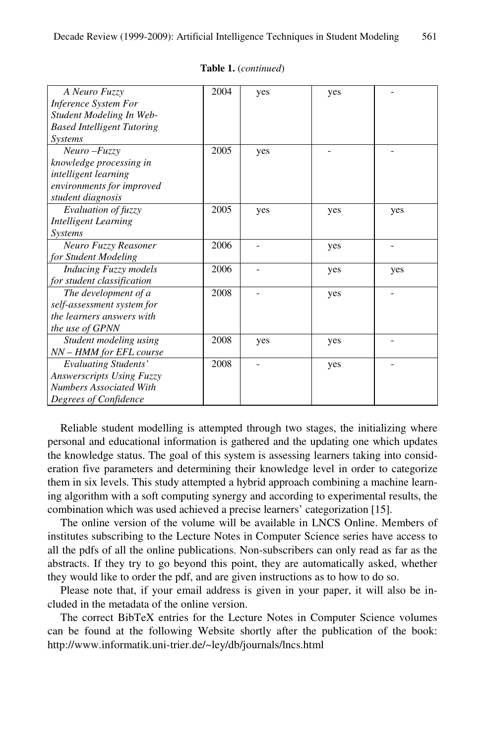**Table 1.** (*continued*)

| | | | | |
|---|---|---|---|---|
| *A Neuro Fuzzy Inference System For Student Modeling In Web-Based Intelligent Tutoring Systems* | 2004 | yes | yes | - |
| *Neuro –Fuzzy knowledge processing in intelligent learning environments for improved student diagnosis* | 2005 | yes | - | - |
| *Evaluation of fuzzy Intelligent Learning Systems* | 2005 | yes | yes | yes |
| *Neuro Fuzzy Reasoner for Student Modeling* | 2006 | - | yes | - |
| *Inducing Fuzzy models for student classification* | 2006 | - | yes | yes |
| *The development of a self-assessment system for the learners answers with the use of GPNN* | 2008 | - | yes | - |
| *Student modeling using NN – HMM for EFL course* | 2008 | yes | yes | - |
| *Evaluating Students' Answerscripts Using Fuzzy Numbers Associated With Degrees of Confidence* | 2008 | - | yes | - |

Reliable student modelling is attempted through two stages, the initializing where personal and educational information is gathered and the updating one which updates the knowledge status. The goal of this system is assessing learners taking into consideration five parameters and determining their knowledge level in order to categorize them in six levels. This study attempted a hybrid approach combining a machine learning algorithm with a soft computing synergy and according to experimental results, the combination which was used achieved a precise learners' categorization [15].

The online version of the volume will be available in LNCS Online. Members of institutes subscribing to the Lecture Notes in Computer Science series have access to all the pdfs of all the online publications. Non-subscribers can only read as far as the abstracts. If they try to go beyond this point, they are automatically asked, whether they would like to order the pdf, and are given instructions as to how to do so.

Please note that, if your email address is given in your paper, it will also be included in the metadata of the online version.

The correct BibTeX entries for the Lecture Notes in Computer Science volumes can be found at the following Website shortly after the publication of the book: http://www.informatik.uni-trier.de/~ley/db/journals/lncs.html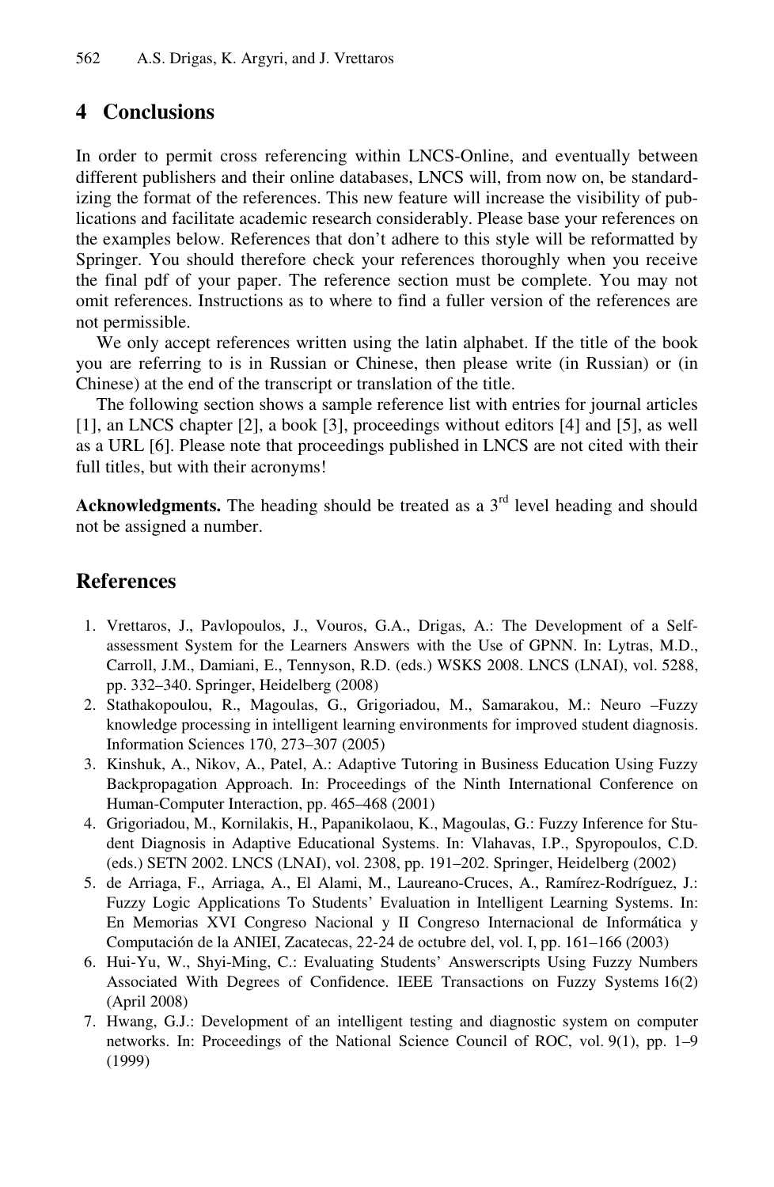## 4 Conclusions

In order to permit cross referencing within LNCS-Online, and eventually between different publishers and their online databases, LNCS will, from now on, be standardizing the format of the references. This new feature will increase the visibility of publications and facilitate academic research considerably. Please base your references on the examples below. References that don't adhere to this style will be reformatted by Springer. You should therefore check your references thoroughly when you receive the final pdf of your paper. The reference section must be complete. You may not omit references. Instructions as to where to find a fuller version of the references are not permissible.

We only accept references written using the latin alphabet. If the title of the book you are referring to is in Russian or Chinese, then please write (in Russian) or (in Chinese) at the end of the transcript or translation of the title.

The following section shows a sample reference list with entries for journal articles [1], an LNCS chapter [2], a book [3], proceedings without editors [4] and [5], as well as a URL [6]. Please note that proceedings published in LNCS are not cited with their full titles, but with their acronyms!

**Acknowledgments.** The heading should be treated as a 3rd level heading and should not be assigned a number.

## References

1. Vrettaros, J., Pavlopoulos, J., Vouros, G.A., Drigas, A.: The Development of a Self-assessment System for the Learners Answers with the Use of GPNN. In: Lytras, M.D., Carroll, J.M., Damiani, E., Tennyson, R.D. (eds.) WSKS 2008. LNCS (LNAI), vol. 5288, pp. 332–340. Springer, Heidelberg (2008)
2. Stathakopoulou, R., Magoulas, G., Grigoriadou, M., Samarakou, M.: Neuro –Fuzzy knowledge processing in intelligent learning environments for improved student diagnosis. Information Sciences 170, 273–307 (2005)
3. Kinshuk, A., Nikov, A., Patel, A.: Adaptive Tutoring in Business Education Using Fuzzy Backpropagation Approach. In: Proceedings of the Ninth International Conference on Human-Computer Interaction, pp. 465–468 (2001)
4. Grigoriadou, M., Kornilakis, H., Papanikolaou, K., Magoulas, G.: Fuzzy Inference for Student Diagnosis in Adaptive Educational Systems. In: Vlahavas, I.P., Spyropoulos, C.D. (eds.) SETN 2002. LNCS (LNAI), vol. 2308, pp. 191–202. Springer, Heidelberg (2002)
5. de Arriaga, F., Arriaga, A., El Alami, M., Laureano-Cruces, A., Ramírez-Rodríguez, J.: Fuzzy Logic Applications To Students' Evaluation in Intelligent Learning Systems. In: En Memorias XVI Congreso Nacional y II Congreso Internacional de Informática y Computación de la ANIEI, Zacatecas, 22-24 de octubre del, vol. I, pp. 161–166 (2003)
6. Hui-Yu, W., Shyi-Ming, C.: Evaluating Students' Answerscripts Using Fuzzy Numbers Associated With Degrees of Confidence. IEEE Transactions on Fuzzy Systems 16(2) (April 2008)
7. Hwang, G.J.: Development of an intelligent testing and diagnostic system on computer networks. In: Proceedings of the National Science Council of ROC, vol. 9(1), pp. 1–9 (1999)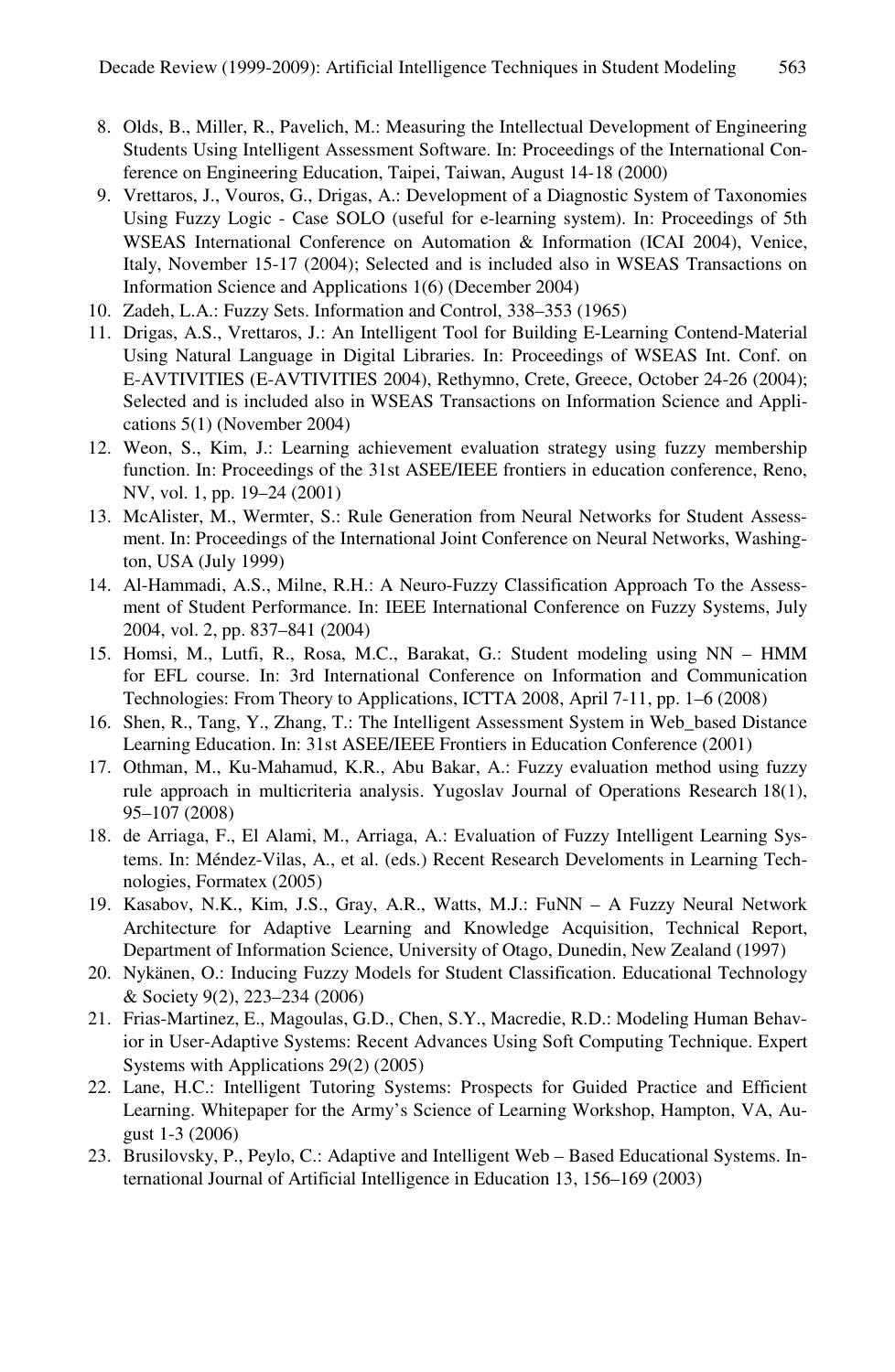8. Olds, B., Miller, R., Pavelich, M.: Measuring the Intellectual Development of Engineering Students Using Intelligent Assessment Software. In: Proceedings of the International Conference on Engineering Education, Taipei, Taiwan, August 14-18 (2000)
9. Vrettaros, J., Vouros, G., Drigas, A.: Development of a Diagnostic System of Taxonomies Using Fuzzy Logic - Case SOLO (useful for e-learning system). In: Proceedings of 5th WSEAS International Conference on Automation & Information (ICAI 2004), Venice, Italy, November 15-17 (2004); Selected and is included also in WSEAS Transactions on Information Science and Applications 1(6) (December 2004)
10. Zadeh, L.A.: Fuzzy Sets. Information and Control, 338–353 (1965)
11. Drigas, A.S., Vrettaros, J.: An Intelligent Tool for Building E-Learning Contend-Material Using Natural Language in Digital Libraries. In: Proceedings of WSEAS Int. Conf. on E-AVTIVITIES (E-AVTIVITIES 2004), Rethymno, Crete, Greece, October 24-26 (2004); Selected and is included also in WSEAS Transactions on Information Science and Applications 5(1) (November 2004)
12. Weon, S., Kim, J.: Learning achievement evaluation strategy using fuzzy membership function. In: Proceedings of the 31st ASEE/IEEE frontiers in education conference, Reno, NV, vol. 1, pp. 19–24 (2001)
13. McAlister, M., Wermter, S.: Rule Generation from Neural Networks for Student Assessment. In: Proceedings of the International Joint Conference on Neural Networks, Washington, USA (July 1999)
14. Al-Hammadi, A.S., Milne, R.H.: A Neuro-Fuzzy Classification Approach To the Assessment of Student Performance. In: IEEE International Conference on Fuzzy Systems, July 2004, vol. 2, pp. 837–841 (2004)
15. Homsi, M., Lutfi, R., Rosa, M.C., Barakat, G.: Student modeling using NN – HMM for EFL course. In: 3rd International Conference on Information and Communication Technologies: From Theory to Applications, ICTTA 2008, April 7-11, pp. 1–6 (2008)
16. Shen, R., Tang, Y., Zhang, T.: The Intelligent Assessment System in Web_based Distance Learning Education. In: 31st ASEE/IEEE Frontiers in Education Conference (2001)
17. Othman, M., Ku-Mahamud, K.R., Abu Bakar, A.: Fuzzy evaluation method using fuzzy rule approach in multicriteria analysis. Yugoslav Journal of Operations Research 18(1), 95–107 (2008)
18. de Arriaga, F., El Alami, M., Arriaga, A.: Evaluation of Fuzzy Intelligent Learning Systems. In: Méndez-Vilas, A., et al. (eds.) Recent Research Develoments in Learning Technologies, Formatex (2005)
19. Kasabov, N.K., Kim, J.S., Gray, A.R., Watts, M.J.: FuNN – A Fuzzy Neural Network Architecture for Adaptive Learning and Knowledge Acquisition, Technical Report, Department of Information Science, University of Otago, Dunedin, New Zealand (1997)
20. Nykänen, O.: Inducing Fuzzy Models for Student Classification. Educational Technology & Society 9(2), 223–234 (2006)
21. Frias-Martinez, E., Magoulas, G.D., Chen, S.Y., Macredie, R.D.: Modeling Human Behavior in User-Adaptive Systems: Recent Advances Using Soft Computing Technique. Expert Systems with Applications 29(2) (2005)
22. Lane, H.C.: Intelligent Tutoring Systems: Prospects for Guided Practice and Efficient Learning. Whitepaper for the Army's Science of Learning Workshop, Hampton, VA, August 1-3 (2006)
23. Brusilovsky, P., Peylo, C.: Adaptive and Intelligent Web – Based Educational Systems. International Journal of Artificial Intelligence in Education 13, 156–169 (2003)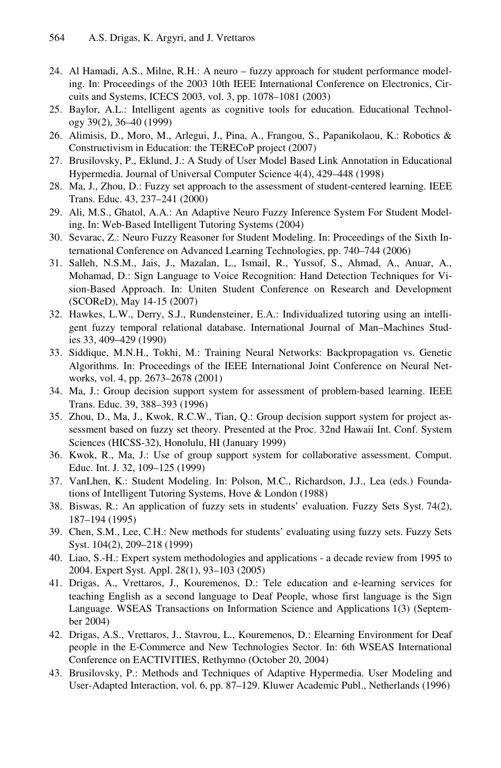24. Al Hamadi, A.S., Milne, R.H.: A neuro – fuzzy approach for student performance modeling. In: Proceedings of the 2003 10th IEEE International Conference on Electronics, Circuits and Systems, ICECS 2003, vol. 3, pp. 1078–1081 (2003)
25. Baylor, A.L.: Intelligent agents as cognitive tools for education. Educational Technology 39(2), 36–40 (1999)
26. Alimisis, D., Moro, M., Arlegui, J., Pina, A., Frangou, S., Papanikolaou, K.: Robotics & Constructivism in Education: the TERECoP project (2007)
27. Brusilovsky, P., Eklund, J.: A Study of User Model Based Link Annotation in Educational Hypermedia. Journal of Universal Computer Science 4(4), 429–448 (1998)
28. Ma, J., Zhou, D.: Fuzzy set approach to the assessment of student-centered learning. IEEE Trans. Educ. 43, 237–241 (2000)
29. Ali, M.S., Ghatol, A.A.: An Adaptive Neuro Fuzzy Inference System For Student Modeling. In: Web-Based Intelligent Tutoring Systems (2004)
30. Sevarac, Z.: Neuro Fuzzy Reasoner for Student Modeling. In: Proceedings of the Sixth International Conference on Advanced Learning Technologies, pp. 740–744 (2006)
31. Salleh, N.S.M., Jais, J., Mazalan, L., Ismail, R., Yussof, S., Ahmad, A., Anuar, A., Mohamad, D.: Sign Language to Voice Recognition: Hand Detection Techniques for Vision-Based Approach. In: Uniten Student Conference on Research and Development (SCOReD), May 14-15 (2007)
32. Hawkes, L.W., Derry, S.J., Rundensteiner, E.A.: Individualized tutoring using an intelligent fuzzy temporal relational database. International Journal of Man–Machines Studies 33, 409–429 (1990)
33. Siddique, M.N.H., Tokhi, M.: Training Neural Networks: Backpropagation vs. Genetic Algorithms. In: Proceedings of the IEEE International Joint Conference on Neural Networks, vol. 4, pp. 2673–2678 (2001)
34. Ma, J.: Group decision support system for assessment of problem-based learning. IEEE Trans. Educ. 39, 388–393 (1996)
35. Zhou, D., Ma, J., Kwok, R.C.W., Tian, Q.: Group decision support system for project assessment based on fuzzy set theory. Presented at the Proc. 32nd Hawaii Int. Conf. System Sciences (HICSS-32), Honolulu, HI (January 1999)
36. Kwok, R., Ma, J.: Use of group support system for collaborative assessment. Comput. Educ. Int. J. 32, 109–125 (1999)
37. VanLhen, K.: Student Modeling. In: Polson, M.C., Richardson, J.J., Lea (eds.) Foundations of Intelligent Tutoring Systems, Hove & London (1988)
38. Biswas, R.: An application of fuzzy sets in students' evaluation. Fuzzy Sets Syst. 74(2), 187–194 (1995)
39. Chen, S.M., Lee, C.H.: New methods for students' evaluating using fuzzy sets. Fuzzy Sets Syst. 104(2), 209–218 (1999)
40. Liao, S.-H.: Expert system methodologies and applications - a decade review from 1995 to 2004. Expert Syst. Appl. 28(1), 93–103 (2005)
41. Drigas, A., Vrettaros, J., Kouremenos, D.: Tele education and e-learning services for teaching English as a second language to Deaf People, whose first language is the Sign Language. WSEAS Transactions on Information Science and Applications 1(3) (September 2004)
42. Drigas, A.S., Vrettaros, J., Stavrou, L., Kouremenos, D.: Elearning Environment for Deaf people in the E-Commerce and New Technologies Sector. In: 6th WSEAS International Conference on EACTIVITIES, Rethymno (October 20, 2004)
43. Brusilovsky, P.: Methods and Techniques of Adaptive Hypermedia. User Modeling and User-Adapted Interaction, vol. 6, pp. 87–129. Kluwer Academic Publ., Netherlands (1996)